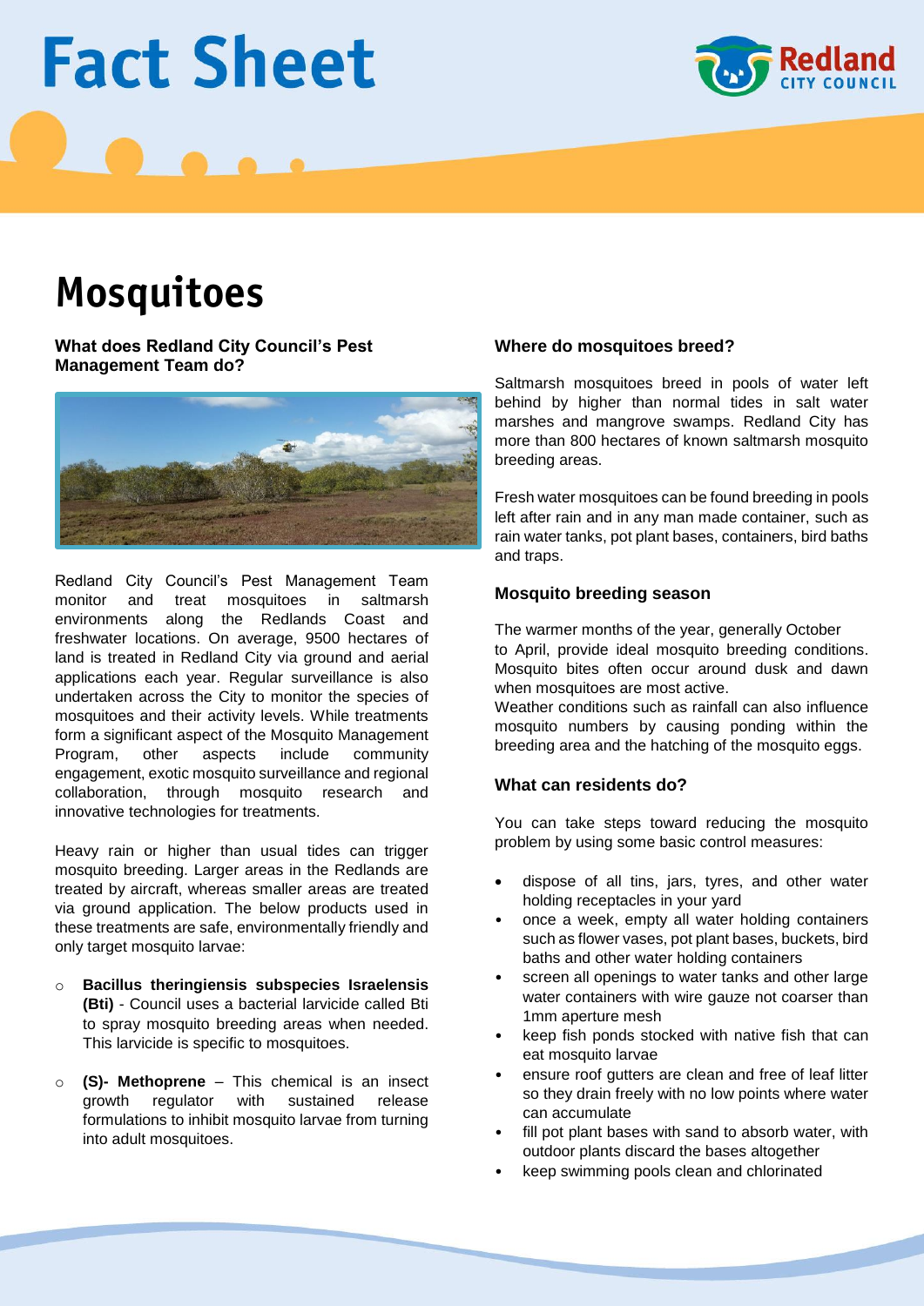# Fact Sheet

# Mosquitoes

### What does Redland City Council's Pest Management Team do?

Redland City Council's Pest Management Team monitor and treat mosquitoes in saltmarsh environments along the Redlands Coast and freshwater locations. On average, 9500 hectares of land is treated in Redland City via ground and aerial applications each year. Regular surveillance is also undertaken across the City to monitor the species of mosquitoes and their activity levels. While treatments form a significant aspect of the Mosquito Management Program, other aspects include community engagement, exotic mosquito surveillance and regional collaboration, through mosquito research and innovative technologies for treatments.

Heavy rain or higher than usual tides can trigger mosquito breeding. Larger areas in the Redlands are treated by aircraft, whereas smaller areas are treated via ground application. The below products used in these treatments are safe, environmentally friendly and only target mosquito larvae:

- **Bacillus theringiensis subspecies Israelensis (Bti)** - Council uses a bacterial larvicide called Bti to spray mosquito breeding areas when needed. This larvicide is specific to mosquitoes.
- **(S)- Methoprene** – This chemical is an insect growth regulator with sustained release formulations to inhibit mosquito larvae from turning into adult mosquitoes.

### Where do mosquitoes breed?

Saltmarsh mosquitoes breed in pools of water left behind by higher than normal tides in salt water marshes and mangrove swamps. Redland City has more than 800 hectares of known saltmarsh mosquito breeding areas.

Fresh water mosquitoes can be found breeding in pools left after rain and in any man made container, such as rain water tanks, pot plant bases, containers, bird baths and traps.

### Mosquito breeding season

The warmer months of the year, generally October to April, provide ideal mosquito breeding conditions. Mosquito bites often occur around dusk and dawn when mosquitoes are most active.
Weather conditions such as rainfall can also influence mosquito numbers by causing ponding within the breeding area and the hatching of the mosquito eggs.

### What can residents do?

You can take steps toward reducing the mosquito problem by using some basic control measures:

- dispose of all tins, jars, tyres, and other water holding receptacles in your yard
- once a week, empty all water holding containers such as flower vases, pot plant bases, buckets, bird baths and other water holding containers
- screen all openings to water tanks and other large water containers with wire gauze not coarser than 1mm aperture mesh
- keep fish ponds stocked with native fish that can eat mosquito larvae
- ensure roof gutters are clean and free of leaf litter so they drain freely with no low points where water can accumulate
- fill pot plant bases with sand to absorb water, with outdoor plants discard the bases altogether
- keep swimming pools clean and chlorinated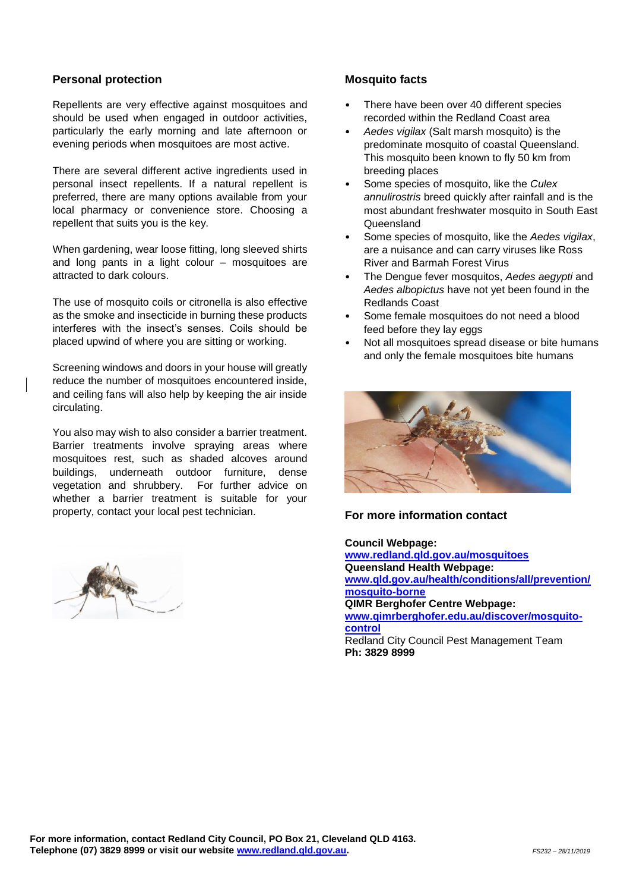## Personal protection

Repellents are very effective against mosquitoes and should be used when engaged in outdoor activities, particularly the early morning and late afternoon or evening periods when mosquitoes are most active.

There are several different active ingredients used in personal insect repellents. If a natural repellent is preferred, there are many options available from your local pharmacy or convenience store. Choosing a repellent that suits you is the key.

When gardening, wear loose fitting, long sleeved shirts and long pants in a light colour – mosquitoes are attracted to dark colours.

The use of mosquito coils or citronella is also effective as the smoke and insecticide in burning these products interferes with the insect's senses. Coils should be placed upwind of where you are sitting or working.

Screening windows and doors in your house will greatly reduce the number of mosquitoes encountered inside, and ceiling fans will also help by keeping the air inside circulating.

You also may wish to also consider a barrier treatment. Barrier treatments involve spraying areas where mosquitoes rest, such as shaded alcoves around buildings, underneath outdoor furniture, dense vegetation and shrubbery. For further advice on whether a barrier treatment is suitable for your property, contact your local pest technician.

## Mosquito facts

- There have been over 40 different species recorded within the Redland Coast area
- *Aedes vigilax* (Salt marsh mosquito) is the predominate mosquito of coastal Queensland. This mosquito been known to fly 50 km from breeding places
- Some species of mosquito, like the *Culex annulirostris* breed quickly after rainfall and is the most abundant freshwater mosquito in South East Queensland
- Some species of mosquito, like the *Aedes vigilax*, are a nuisance and can carry viruses like Ross River and Barmah Forest Virus
- The Dengue fever mosquitos, *Aedes aegypti* and *Aedes albopictus* have not yet been found in the Redlands Coast
- Some female mosquitoes do not need a blood feed before they lay eggs
- Not all mosquitoes spread disease or bite humans and only the female mosquitoes bite humans

## For more information contact

**Council Webpage:**
**www.redland.qld.gov.au/mosquitoes**
**Queensland Health Webpage:**
**www.qld.gov.au/health/conditions/all/prevention/mosquito-borne**
**QIMR Berghofer Centre Webpage:**
**www.qimrberghofer.edu.au/discover/mosquito-control**
Redland City Council Pest Management Team
**Ph: 3829 8999**

**For more information, contact Redland City Council, PO Box 21, Cleveland QLD 4163. Telephone (07) 3829 8999 or visit our website www.redland.qld.gov.au.**

*FS232 – 28/11/2019*